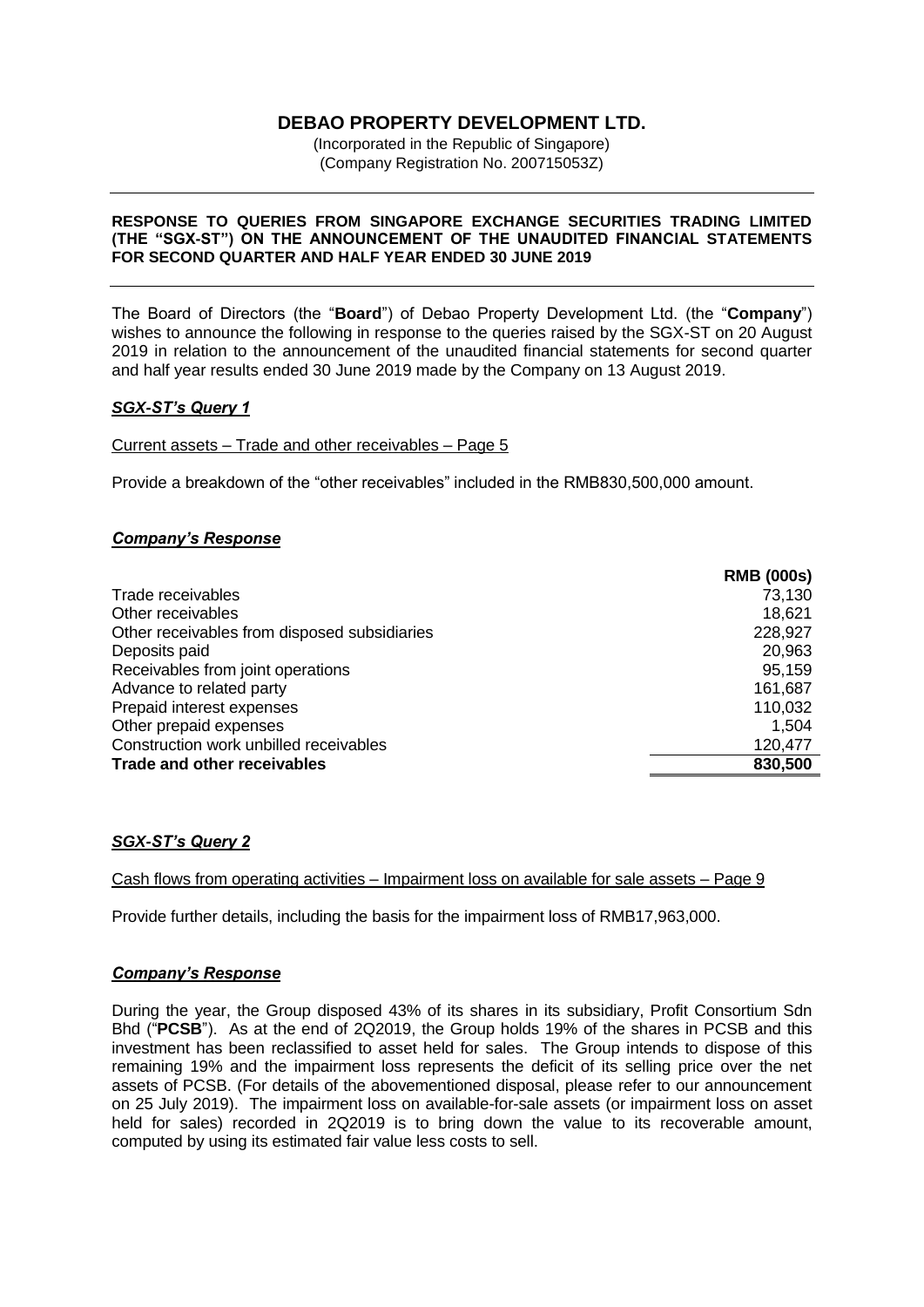# DEBAO PROPERTY DEVELOPMENT LTD.

(Incorporated in the Republic of Singapore)
(Company Registration No. 200715053Z)

---

**RESPONSE TO QUERIES FROM SINGAPORE EXCHANGE SECURITIES TRADING LIMITED (THE "SGX-ST") ON THE ANNOUNCEMENT OF THE UNAUDITED FINANCIAL STATEMENTS FOR SECOND QUARTER AND HALF YEAR ENDED 30 JUNE 2019**

---

The Board of Directors (the "**Board**") of Debao Property Development Ltd. (the "**Company**") wishes to announce the following in response to the queries raised by the SGX-ST on 20 August 2019 in relation to the announcement of the unaudited financial statements for second quarter and half year results ended 30 June 2019 made by the Company on 13 August 2019.

## *SGX-ST's Query 1*

Current assets – Trade and other receivables – Page 5

Provide a breakdown of the "other receivables" included in the RMB830,500,000 amount.

## *Company's Response*

| | **RMB (000s)** |
|---|---:|
| Trade receivables | 73,130 |
| Other receivables | 18,621 |
| Other receivables from disposed subsidiaries | 228,927 |
| Deposits paid | 20,963 |
| Receivables from joint operations | 95,159 |
| Advance to related party | 161,687 |
| Prepaid interest expenses | 110,032 |
| Other prepaid expenses | 1,504 |
| Construction work unbilled receivables | 120,477 |
| **Trade and other receivables** | **830,500** |

## *SGX-ST's Query 2*

Cash flows from operating activities – Impairment loss on available for sale assets – Page 9

Provide further details, including the basis for the impairment loss of RMB17,963,000.

## *Company's Response*

During the year, the Group disposed 43% of its shares in its subsidiary, Profit Consortium Sdn Bhd ("**PCSB**"). As at the end of 2Q2019, the Group holds 19% of the shares in PCSB and this investment has been reclassified to asset held for sales. The Group intends to dispose of this remaining 19% and the impairment loss represents the deficit of its selling price over the net assets of PCSB. (For details of the abovementioned disposal, please refer to our announcement on 25 July 2019). The impairment loss on available-for-sale assets (or impairment loss on asset held for sales) recorded in 2Q2019 is to bring down the value to its recoverable amount, computed by using its estimated fair value less costs to sell.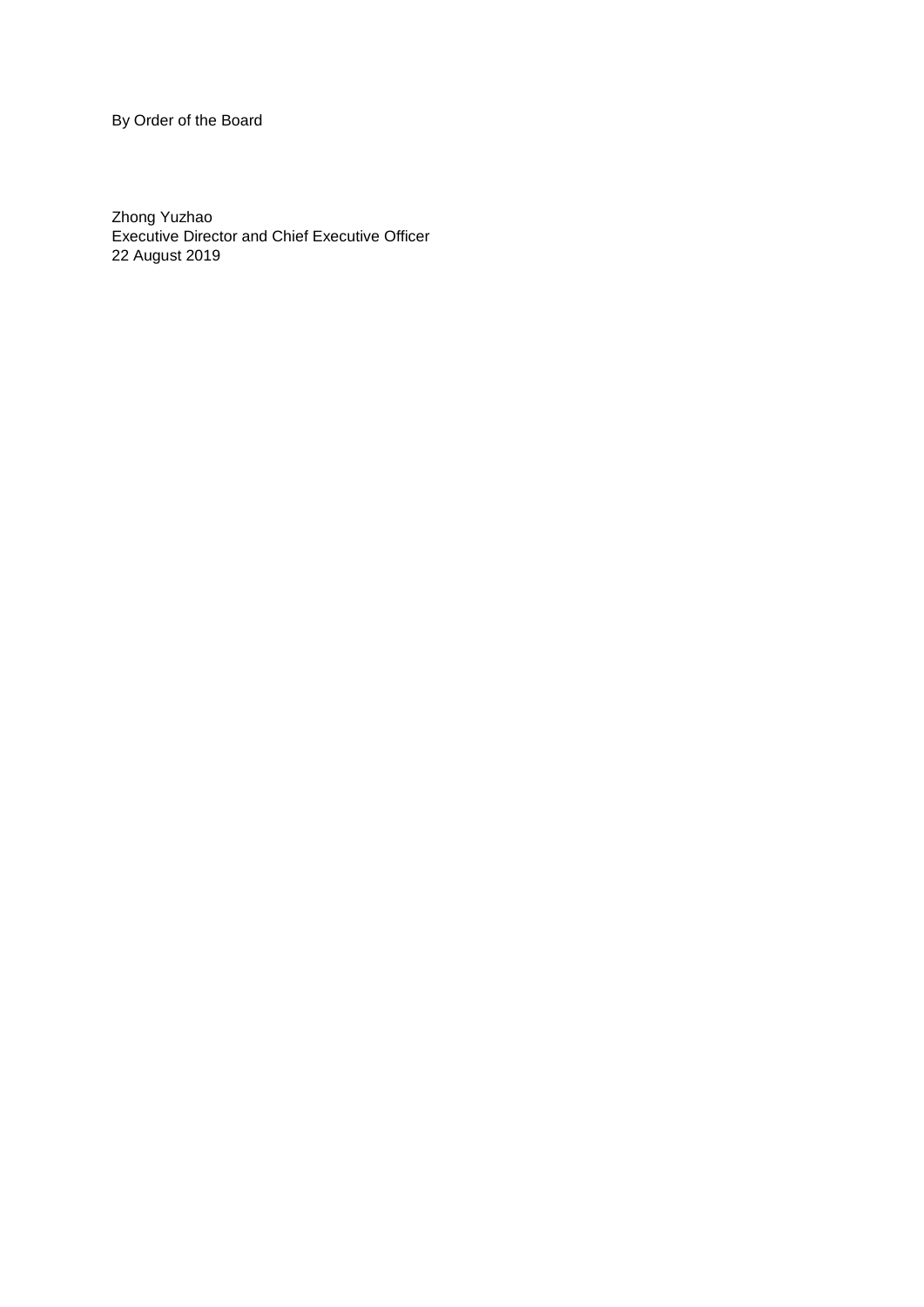By Order of the Board

Zhong Yuzhao
Executive Director and Chief Executive Officer
22 August 2019